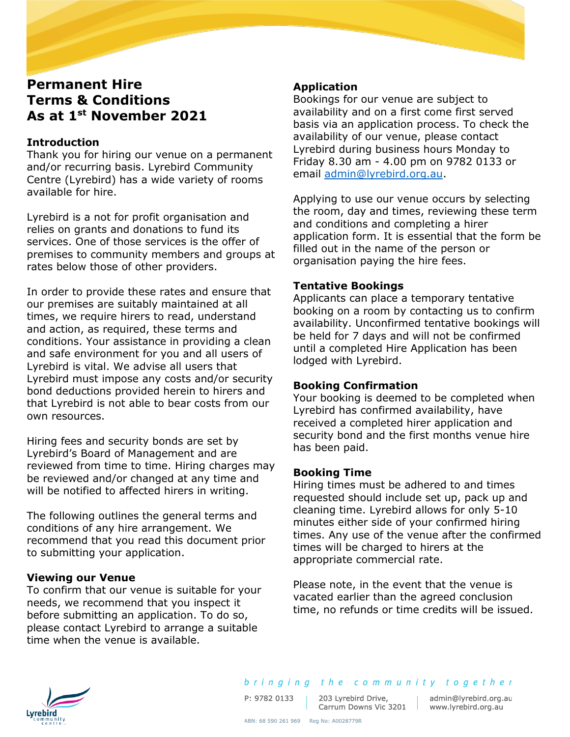# Permanent Hire Terms & Conditions As at 1st November 2021

## Introduction

Thank you for hiring our venue on a permanent and/or recurring basis. Lyrebird Community Centre (Lyrebird) has a wide variety of rooms available for hire.

Lyrebird is a not for profit organisation and relies on grants and donations to fund its services. One of those services is the offer of premises to community members and groups at rates below those of other providers.

In order to provide these rates and ensure that our premises are suitably maintained at all times, we require hirers to read, understand and action, as required, these terms and conditions. Your assistance in providing a clean and safe environment for you and all users of Lyrebird is vital. We advise all users that Lyrebird must impose any costs and/or security bond deductions provided herein to hirers and that Lyrebird is not able to bear costs from our own resources.

Hiring fees and security bonds are set by Lyrebird's Board of Management and are reviewed from time to time. Hiring charges may be reviewed and/or changed at any time and will be notified to affected hirers in writing.

The following outlines the general terms and conditions of any hire arrangement. We recommend that you read this document prior to submitting your application.

## Viewing our Venue

To confirm that our venue is suitable for your needs, we recommend that you inspect it before submitting an application. To do so, please contact Lyrebird to arrange a suitable time when the venue is available.

## Application

Bookings for our venue are subject to availability and on a first come first served basis via an application process. To check the availability of our venue, please contact Lyrebird during business hours Monday to Friday 8.30 am - 4.00 pm on 9782 0133 or email admin@lyrebird.org.au.

Applying to use our venue occurs by selecting the room, day and times, reviewing these term and conditions and completing a hirer application form. It is essential that the form be filled out in the name of the person or organisation paying the hire fees.

## Tentative Bookings

Applicants can place a temporary tentative booking on a room by contacting us to confirm availability. Unconfirmed tentative bookings will be held for 7 days and will not be confirmed until a completed Hire Application has been lodged with Lyrebird.

## Booking Confirmation

Your booking is deemed to be completed when Lyrebird has confirmed availability, have received a completed hirer application and security bond and the first months venue hire has been paid.

## Booking Time

Hiring times must be adhered to and times requested should include set up, pack up and cleaning time. Lyrebird allows for only 5-10 minutes either side of your confirmed hiring times. Any use of the venue after the confirmed times will be charged to hirers at the appropriate commercial rate.

Please note, in the event that the venue is vacated earlier than the agreed conclusion time, no refunds or time credits will be issued.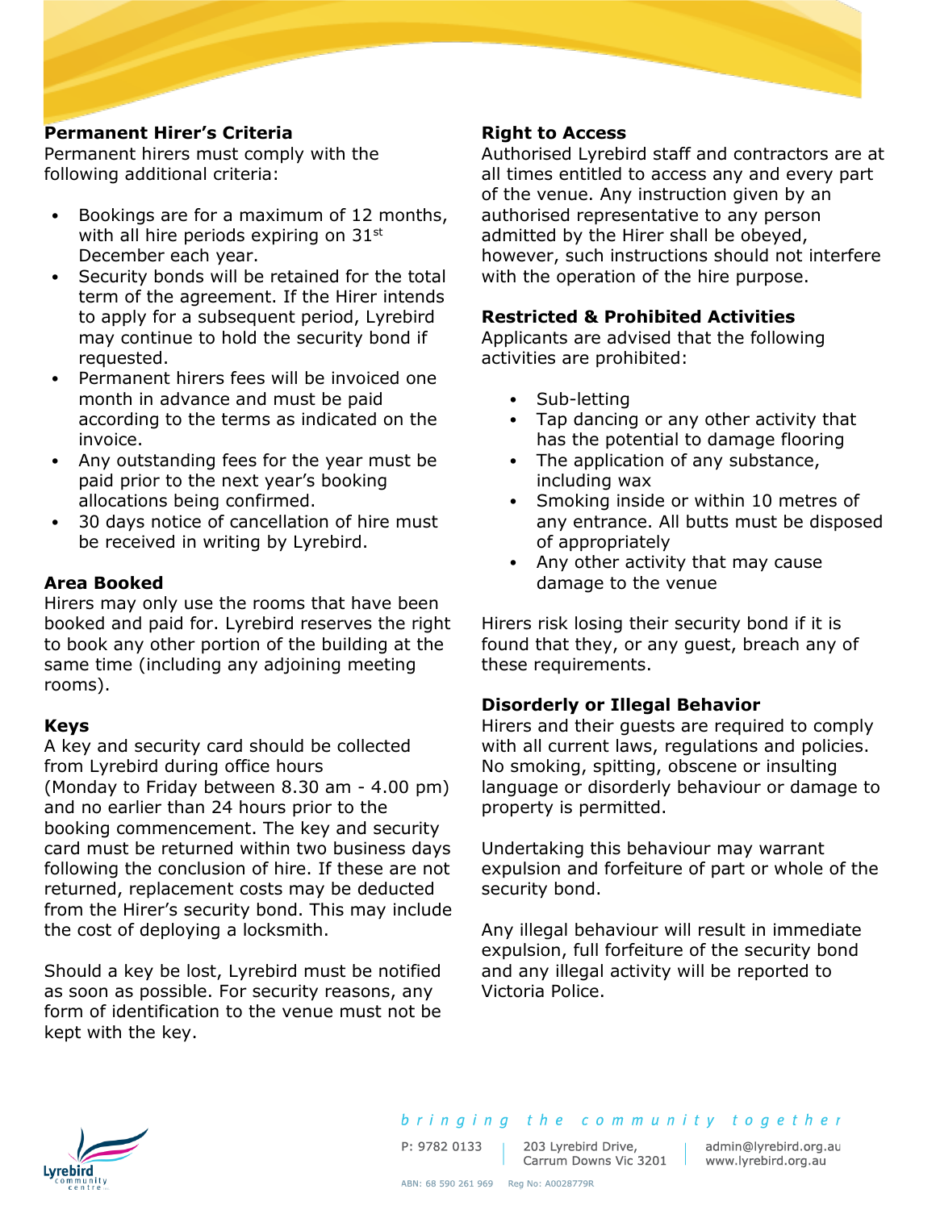**Permanent Hirer's Criteria**

Permanent hirers must comply with the following additional criteria:

- Bookings are for a maximum of 12 months, with all hire periods expiring on 31st December each year.
- Security bonds will be retained for the total term of the agreement. If the Hirer intends to apply for a subsequent period, Lyrebird may continue to hold the security bond if requested.
- Permanent hirers fees will be invoiced one month in advance and must be paid according to the terms as indicated on the invoice.
- Any outstanding fees for the year must be paid prior to the next year's booking allocations being confirmed.
- 30 days notice of cancellation of hire must be received in writing by Lyrebird.

**Area Booked**

Hirers may only use the rooms that have been booked and paid for. Lyrebird reserves the right to book any other portion of the building at the same time (including any adjoining meeting rooms).

**Keys**

A key and security card should be collected from Lyrebird during office hours (Monday to Friday between 8.30 am - 4.00 pm) and no earlier than 24 hours prior to the booking commencement. The key and security card must be returned within two business days following the conclusion of hire. If these are not returned, replacement costs may be deducted from the Hirer's security bond. This may include the cost of deploying a locksmith.

Should a key be lost, Lyrebird must be notified as soon as possible. For security reasons, any form of identification to the venue must not be kept with the key.

**Right to Access**

Authorised Lyrebird staff and contractors are at all times entitled to access any and every part of the venue. Any instruction given by an authorised representative to any person admitted by the Hirer shall be obeyed, however, such instructions should not interfere with the operation of the hire purpose.

**Restricted & Prohibited Activities**

Applicants are advised that the following activities are prohibited:

- Sub-letting
- Tap dancing or any other activity that has the potential to damage flooring
- The application of any substance, including wax
- Smoking inside or within 10 metres of any entrance. All butts must be disposed of appropriately
- Any other activity that may cause damage to the venue

Hirers risk losing their security bond if it is found that they, or any guest, breach any of these requirements.

**Disorderly or Illegal Behavior**

Hirers and their guests are required to comply with all current laws, regulations and policies. No smoking, spitting, obscene or insulting language or disorderly behaviour or damage to property is permitted.

Undertaking this behaviour may warrant expulsion and forfeiture of part or whole of the security bond.

Any illegal behaviour will result in immediate expulsion, full forfeiture of the security bond and any illegal activity will be reported to Victoria Police.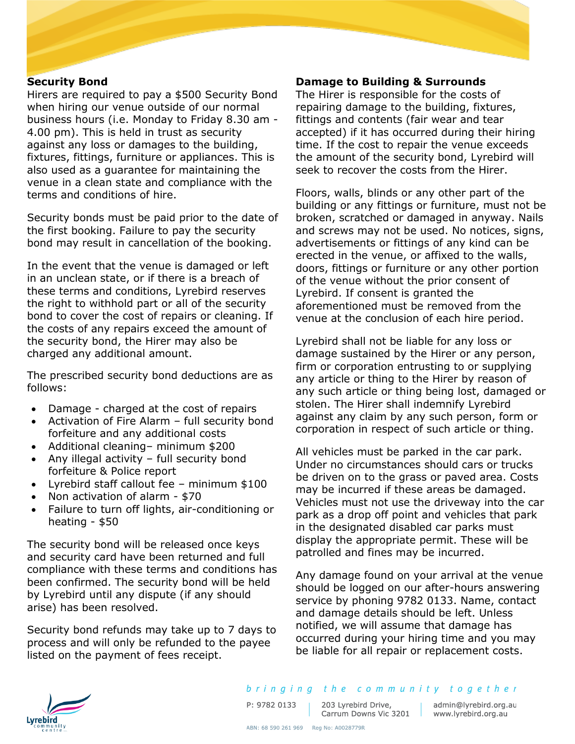## Security Bond

Hirers are required to pay a $500 Security Bond when hiring our venue outside of our normal business hours (i.e. Monday to Friday 8.30 am - 4.00 pm). This is held in trust as security against any loss or damages to the building, fixtures, fittings, furniture or appliances. This is also used as a guarantee for maintaining the venue in a clean state and compliance with the terms and conditions of hire.

Security bonds must be paid prior to the date of the first booking. Failure to pay the security bond may result in cancellation of the booking.

In the event that the venue is damaged or left in an unclean state, or if there is a breach of these terms and conditions, Lyrebird reserves the right to withhold part or all of the security bond to cover the cost of repairs or cleaning. If the costs of any repairs exceed the amount of the security bond, the Hirer may also be charged any additional amount.

The prescribed security bond deductions are as follows:

- Damage - charged at the cost of repairs
- Activation of Fire Alarm – full security bond forfeiture and any additional costs
- Additional cleaning– minimum $200
- Any illegal activity – full security bond forfeiture & Police report
- Lyrebird staff callout fee – minimum $100
- Non activation of alarm - $70
- Failure to turn off lights, air-conditioning or heating - $50

The security bond will be released once keys and security card have been returned and full compliance with these terms and conditions has been confirmed. The security bond will be held by Lyrebird until any dispute (if any should arise) has been resolved.

Security bond refunds may take up to 7 days to process and will only be refunded to the payee listed on the payment of fees receipt.

## Damage to Building & Surrounds

The Hirer is responsible for the costs of repairing damage to the building, fixtures, fittings and contents (fair wear and tear accepted) if it has occurred during their hiring time. If the cost to repair the venue exceeds the amount of the security bond, Lyrebird will seek to recover the costs from the Hirer.

Floors, walls, blinds or any other part of the building or any fittings or furniture, must not be broken, scratched or damaged in anyway. Nails and screws may not be used. No notices, signs, advertisements or fittings of any kind can be erected in the venue, or affixed to the walls, doors, fittings or furniture or any other portion of the venue without the prior consent of Lyrebird. If consent is granted the aforementioned must be removed from the venue at the conclusion of each hire period.

Lyrebird shall not be liable for any loss or damage sustained by the Hirer or any person, firm or corporation entrusting to or supplying any article or thing to the Hirer by reason of any such article or thing being lost, damaged or stolen. The Hirer shall indemnify Lyrebird against any claim by any such person, form or corporation in respect of such article or thing.

All vehicles must be parked in the car park. Under no circumstances should cars or trucks be driven on to the grass or paved area. Costs may be incurred if these areas be damaged. Vehicles must not use the driveway into the car park as a drop off point and vehicles that park in the designated disabled car parks must display the appropriate permit. These will be patrolled and fines may be incurred.

Any damage found on your arrival at the venue should be logged on our after-hours answering service by phoning 9782 0133. Name, contact and damage details should be left. Unless notified, we will assume that damage has occurred during your hiring time and you may be liable for all repair or replacement costs.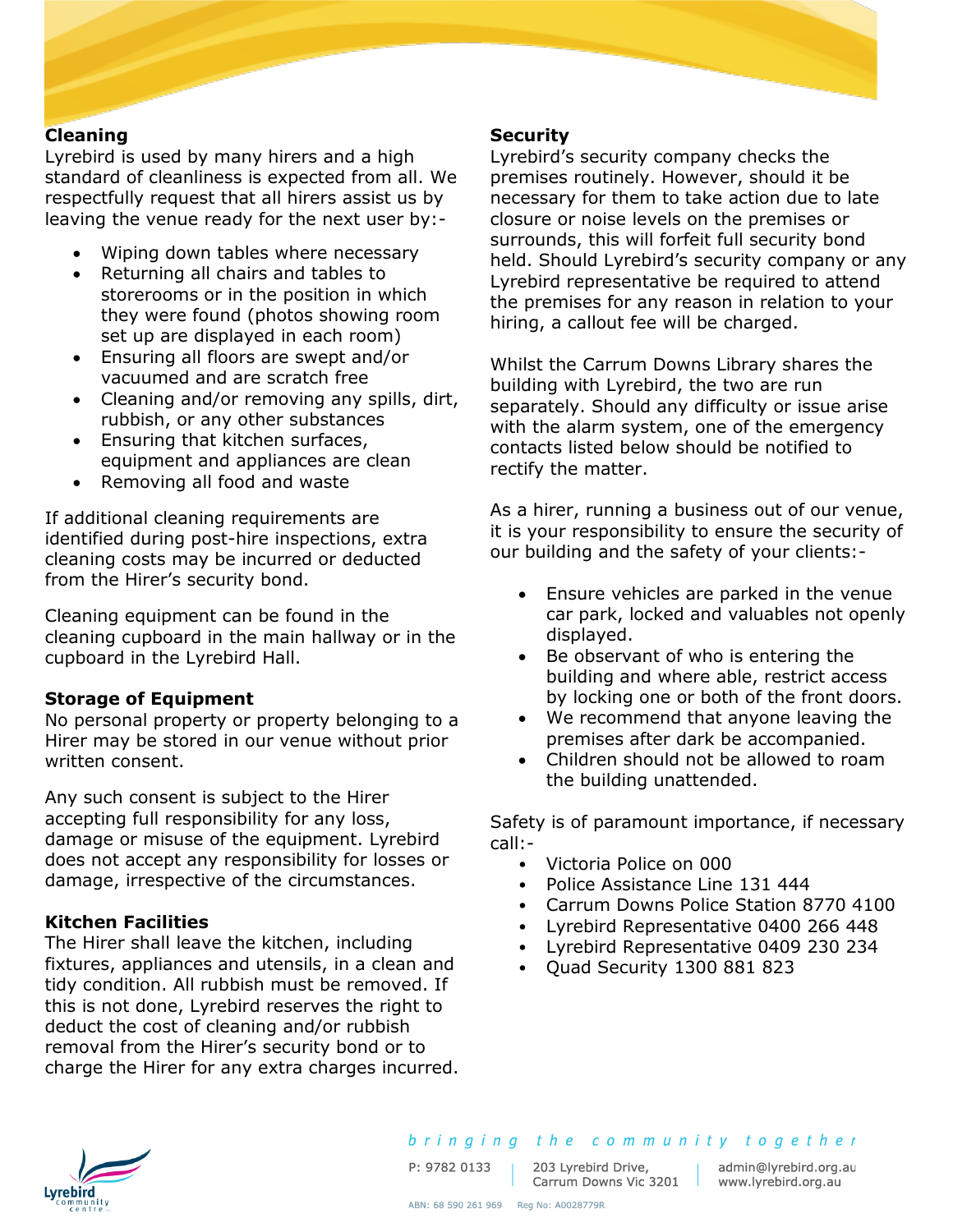## Cleaning

Lyrebird is used by many hirers and a high standard of cleanliness is expected from all. We respectfully request that all hirers assist us by leaving the venue ready for the next user by:-

- Wiping down tables where necessary
- Returning all chairs and tables to storerooms or in the position in which they were found (photos showing room set up are displayed in each room)
- Ensuring all floors are swept and/or vacuumed and are scratch free
- Cleaning and/or removing any spills, dirt, rubbish, or any other substances
- Ensuring that kitchen surfaces, equipment and appliances are clean
- Removing all food and waste

If additional cleaning requirements are identified during post-hire inspections, extra cleaning costs may be incurred or deducted from the Hirer's security bond.

Cleaning equipment can be found in the cleaning cupboard in the main hallway or in the cupboard in the Lyrebird Hall.

## Storage of Equipment

No personal property or property belonging to a Hirer may be stored in our venue without prior written consent.

Any such consent is subject to the Hirer accepting full responsibility for any loss, damage or misuse of the equipment. Lyrebird does not accept any responsibility for losses or damage, irrespective of the circumstances.

## Kitchen Facilities

The Hirer shall leave the kitchen, including fixtures, appliances and utensils, in a clean and tidy condition. All rubbish must be removed. If this is not done, Lyrebird reserves the right to deduct the cost of cleaning and/or rubbish removal from the Hirer's security bond or to charge the Hirer for any extra charges incurred.

## Security

Lyrebird's security company checks the premises routinely. However, should it be necessary for them to take action due to late closure or noise levels on the premises or surrounds, this will forfeit full security bond held. Should Lyrebird's security company or any Lyrebird representative be required to attend the premises for any reason in relation to your hiring, a callout fee will be charged.

Whilst the Carrum Downs Library shares the building with Lyrebird, the two are run separately. Should any difficulty or issue arise with the alarm system, one of the emergency contacts listed below should be notified to rectify the matter.

As a hirer, running a business out of our venue, it is your responsibility to ensure the security of our building and the safety of your clients:-

- Ensure vehicles are parked in the venue car park, locked and valuables not openly displayed.
- Be observant of who is entering the building and where able, restrict access by locking one or both of the front doors.
- We recommend that anyone leaving the premises after dark be accompanied.
- Children should not be allowed to roam the building unattended.

Safety is of paramount importance, if necessary call:-

- Victoria Police on 000
- Police Assistance Line 131 444
- Carrum Downs Police Station 8770 4100
- Lyrebird Representative 0400 266 448
- Lyrebird Representative 0409 230 234
- Quad Security 1300 881 823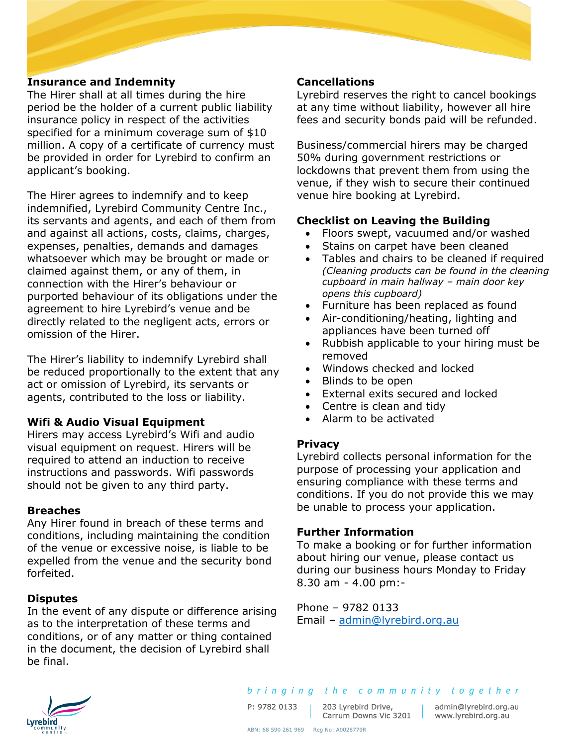## Insurance and Indemnity

The Hirer shall at all times during the hire period be the holder of a current public liability insurance policy in respect of the activities specified for a minimum coverage sum of $10 million. A copy of a certificate of currency must be provided in order for Lyrebird to confirm an applicant's booking.

The Hirer agrees to indemnify and to keep indemnified, Lyrebird Community Centre Inc., its servants and agents, and each of them from and against all actions, costs, claims, charges, expenses, penalties, demands and damages whatsoever which may be brought or made or claimed against them, or any of them, in connection with the Hirer's behaviour or purported behaviour of its obligations under the agreement to hire Lyrebird's venue and be directly related to the negligent acts, errors or omission of the Hirer.

The Hirer's liability to indemnify Lyrebird shall be reduced proportionally to the extent that any act or omission of Lyrebird, its servants or agents, contributed to the loss or liability.

## Wifi & Audio Visual Equipment

Hirers may access Lyrebird's Wifi and audio visual equipment on request. Hirers will be required to attend an induction to receive instructions and passwords. Wifi passwords should not be given to any third party.

## Breaches

Any Hirer found in breach of these terms and conditions, including maintaining the condition of the venue or excessive noise, is liable to be expelled from the venue and the security bond forfeited.

## Disputes

In the event of any dispute or difference arising as to the interpretation of these terms and conditions, or of any matter or thing contained in the document, the decision of Lyrebird shall be final.

## Cancellations

Lyrebird reserves the right to cancel bookings at any time without liability, however all hire fees and security bonds paid will be refunded.

Business/commercial hirers may be charged 50% during government restrictions or lockdowns that prevent them from using the venue, if they wish to secure their continued venue hire booking at Lyrebird.

## Checklist on Leaving the Building

- Floors swept, vacuumed and/or washed
- Stains on carpet have been cleaned
- Tables and chairs to be cleaned if required *(Cleaning products can be found in the cleaning cupboard in main hallway – main door key opens this cupboard)*
- Furniture has been replaced as found
- Air-conditioning/heating, lighting and appliances have been turned off
- Rubbish applicable to your hiring must be removed
- Windows checked and locked
- Blinds to be open
- External exits secured and locked
- Centre is clean and tidy
- Alarm to be activated

## Privacy

Lyrebird collects personal information for the purpose of processing your application and ensuring compliance with these terms and conditions. If you do not provide this we may be unable to process your application.

## Further Information

To make a booking or for further information about hiring our venue, please contact us during our business hours Monday to Friday 8.30 am - 4.00 pm:-

Phone – 9782 0133
Email – admin@lyrebird.org.au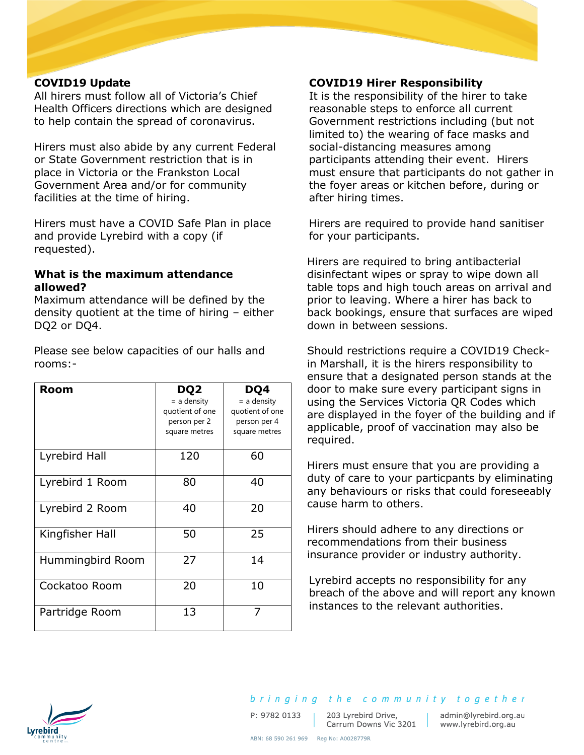**COVID19 Update**

All hirers must follow all of Victoria's Chief Health Officers directions which are designed to help contain the spread of coronavirus.

Hirers must also abide by any current Federal or State Government restriction that is in place in Victoria or the Frankston Local Government Area and/or for community facilities at the time of hiring.

Hirers must have a COVID Safe Plan in place and provide Lyrebird with a copy (if requested).

**What is the maximum attendance allowed?**

Maximum attendance will be defined by the density quotient at the time of hiring – either DQ2 or DQ4.

Please see below capacities of our halls and rooms:-

| Room | DQ2 = a density quotient of one person per 2 square metres | DQ4 = a density quotient of one person per 4 square metres |
|---|---|---|
| Lyrebird Hall | 120 | 60 |
| Lyrebird 1 Room | 80 | 40 |
| Lyrebird 2 Room | 40 | 20 |
| Kingfisher Hall | 50 | 25 |
| Hummingbird Room | 27 | 14 |
| Cockatoo Room | 20 | 10 |
| Partridge Room | 13 | 7 |

**COVID19 Hirer Responsibility**

It is the responsibility of the hirer to take reasonable steps to enforce all current Government restrictions including (but not limited to) the wearing of face masks and social-distancing measures among participants attending their event. Hirers must ensure that participants do not gather in the foyer areas or kitchen before, during or after hiring times.

Hirers are required to provide hand sanitiser for your participants.

Hirers are required to bring antibacterial disinfectant wipes or spray to wipe down all table tops and high touch areas on arrival and prior to leaving. Where a hirer has back to back bookings, ensure that surfaces are wiped down in between sessions.

Should restrictions require a COVID19 Check-in Marshall, it is the hirers responsibility to ensure that a designated person stands at the door to make sure every participant signs in using the Services Victoria QR Codes which are displayed in the foyer of the building and if applicable, proof of vaccination may also be required.

Hirers must ensure that you are providing a duty of care to your particpants by eliminating any behaviours or risks that could foreseeably cause harm to others.

Hirers should adhere to any directions or recommendations from their business insurance provider or industry authority.

Lyrebird accepts no responsibility for any breach of the above and will report any known instances to the relevant authorities.

*bringing the community together*

P: 9782 0133 | 203 Lyrebird Drive, Carrum Downs Vic 3201 | admin@lyrebird.org.au www.lyrebird.org.au

ABN: 68 590 261 969 Reg No: A0028779R